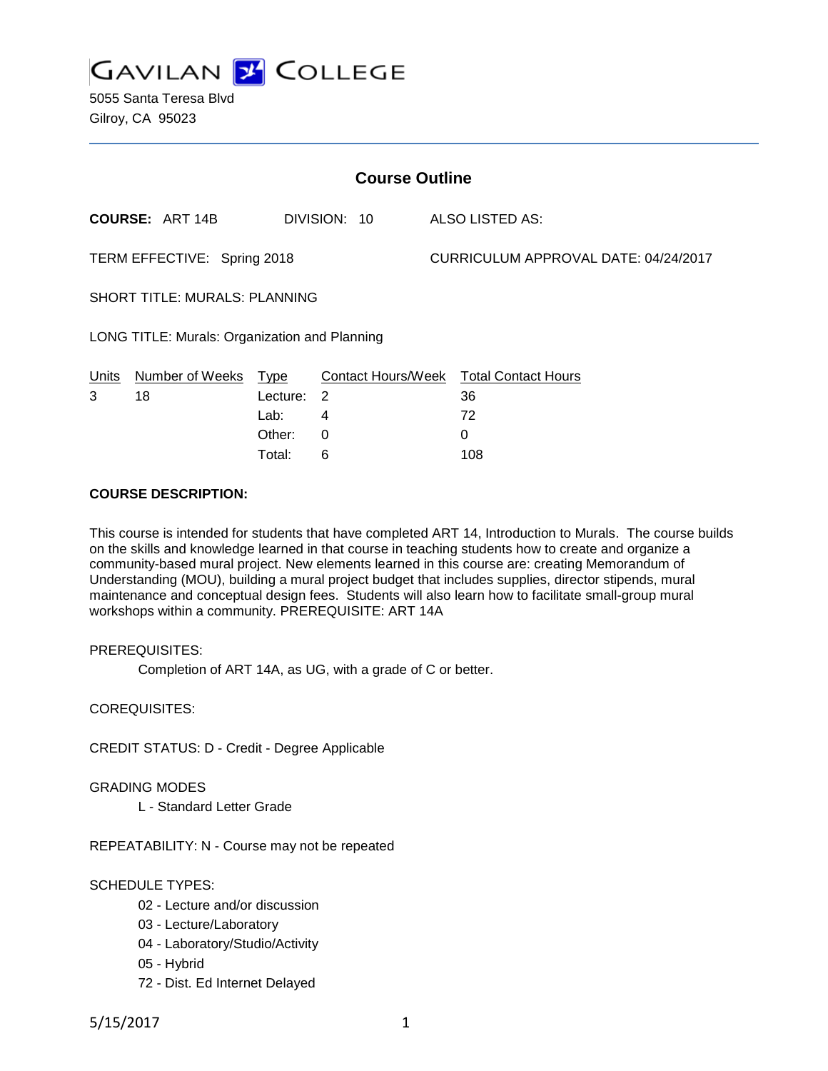# GAVILAN COLLEGE

5055 Santa Teresa Blvd
Gilroy, CA 95023

## Course Outline

**COURSE:** ART 14B DIVISION: 10 ALSO LISTED AS:

TERM EFFECTIVE: Spring 2018 CURRICULUM APPROVAL DATE: 04/24/2017

SHORT TITLE: MURALS: PLANNING

LONG TITLE: Murals: Organization and Planning

| Units | Number of Weeks | Type | Contact Hours/Week | Total Contact Hours |
|---|---|---|---|---|
| 3 | 18 | Lecture: | 2 | 36 |
| | | Lab: | 4 | 72 |
| | | Other: | 0 | 0 |
| | | Total: | 6 | 108 |

**COURSE DESCRIPTION:**

This course is intended for students that have completed ART 14, Introduction to Murals. The course builds on the skills and knowledge learned in that course in teaching students how to create and organize a community-based mural project. New elements learned in this course are: creating Memorandum of Understanding (MOU), building a mural project budget that includes supplies, director stipends, mural maintenance and conceptual design fees. Students will also learn how to facilitate small-group mural workshops within a community. PREREQUISITE: ART 14A

PREREQUISITES:

Completion of ART 14A, as UG, with a grade of C or better.

COREQUISITES:

CREDIT STATUS: D - Credit - Degree Applicable

GRADING MODES

L - Standard Letter Grade

REPEATABILITY: N - Course may not be repeated

SCHEDULE TYPES:

02 - Lecture and/or discussion
03 - Lecture/Laboratory
04 - Laboratory/Studio/Activity
05 - Hybrid
72 - Dist. Ed Internet Delayed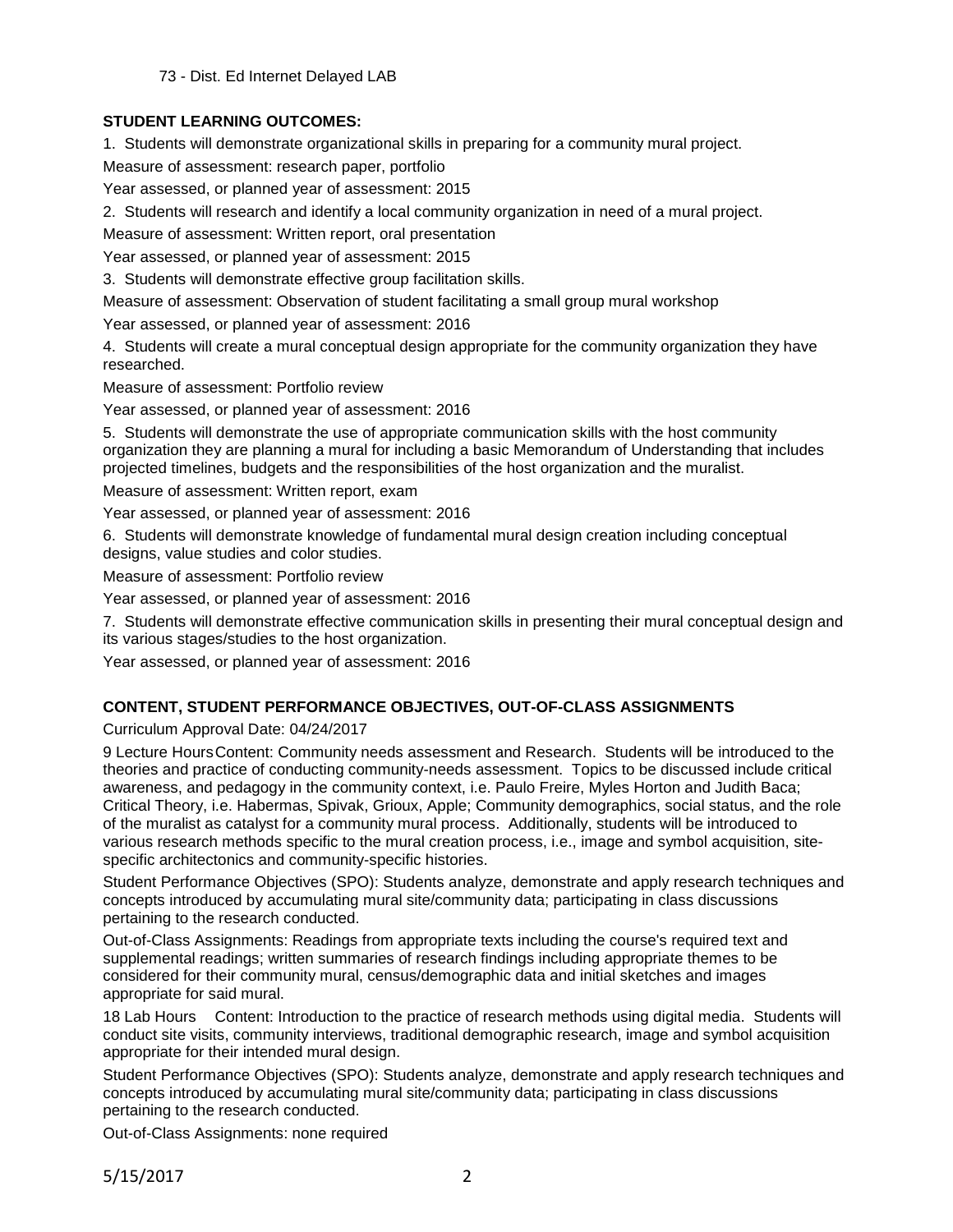73 - Dist. Ed Internet Delayed LAB

**STUDENT LEARNING OUTCOMES:**

1. Students will demonstrate organizational skills in preparing for a community mural project.

Measure of assessment: research paper, portfolio

Year assessed, or planned year of assessment: 2015

2. Students will research and identify a local community organization in need of a mural project.

Measure of assessment: Written report, oral presentation

Year assessed, or planned year of assessment: 2015

3. Students will demonstrate effective group facilitation skills.

Measure of assessment: Observation of student facilitating a small group mural workshop

Year assessed, or planned year of assessment: 2016

4. Students will create a mural conceptual design appropriate for the community organization they have researched.

Measure of assessment: Portfolio review

Year assessed, or planned year of assessment: 2016

5. Students will demonstrate the use of appropriate communication skills with the host community organization they are planning a mural for including a basic Memorandum of Understanding that includes projected timelines, budgets and the responsibilities of the host organization and the muralist.

Measure of assessment: Written report, exam

Year assessed, or planned year of assessment: 2016

6. Students will demonstrate knowledge of fundamental mural design creation including conceptual designs, value studies and color studies.

Measure of assessment: Portfolio review

Year assessed, or planned year of assessment: 2016

7. Students will demonstrate effective communication skills in presenting their mural conceptual design and its various stages/studies to the host organization.

Year assessed, or planned year of assessment: 2016

**CONTENT, STUDENT PERFORMANCE OBJECTIVES, OUT-OF-CLASS ASSIGNMENTS**

Curriculum Approval Date: 04/24/2017

9 Lecture Hours Content: Community needs assessment and Research. Students will be introduced to the theories and practice of conducting community-needs assessment. Topics to be discussed include critical awareness, and pedagogy in the community context, i.e. Paulo Freire, Myles Horton and Judith Baca; Critical Theory, i.e. Habermas, Spivak, Grioux, Apple; Community demographics, social status, and the role of the muralist as catalyst for a community mural process. Additionally, students will be introduced to various research methods specific to the mural creation process, i.e., image and symbol acquisition, site-specific architectonics and community-specific histories.

Student Performance Objectives (SPO): Students analyze, demonstrate and apply research techniques and concepts introduced by accumulating mural site/community data; participating in class discussions pertaining to the research conducted.

Out-of-Class Assignments: Readings from appropriate texts including the course's required text and supplemental readings; written summaries of research findings including appropriate themes to be considered for their community mural, census/demographic data and initial sketches and images appropriate for said mural.

18 Lab Hours Content: Introduction to the practice of research methods using digital media. Students will conduct site visits, community interviews, traditional demographic research, image and symbol acquisition appropriate for their intended mural design.

Student Performance Objectives (SPO): Students analyze, demonstrate and apply research techniques and concepts introduced by accumulating mural site/community data; participating in class discussions pertaining to the research conducted.

Out-of-Class Assignments: none required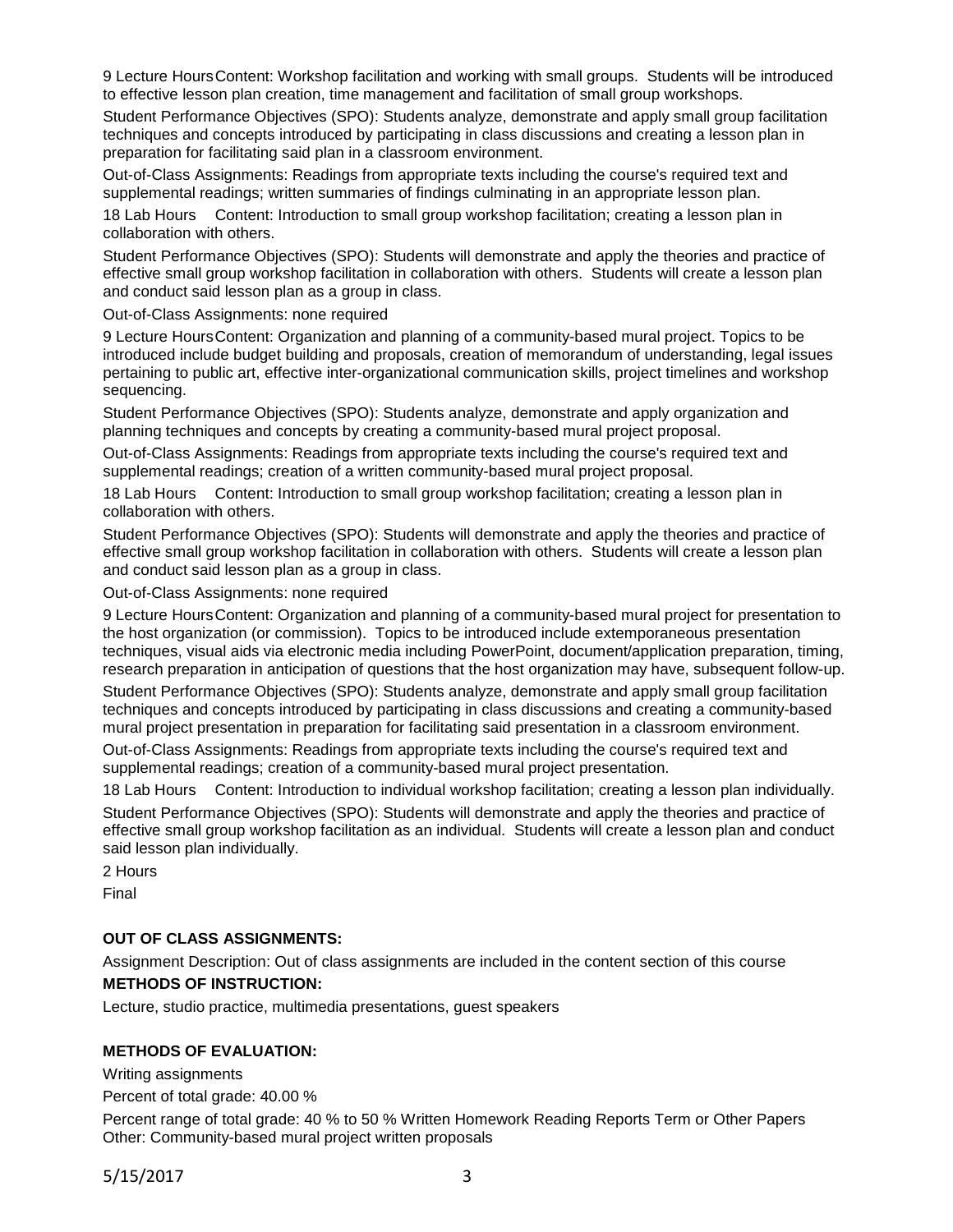9 Lecture Hours Content: Workshop facilitation and working with small groups. Students will be introduced to effective lesson plan creation, time management and facilitation of small group workshops.

Student Performance Objectives (SPO): Students analyze, demonstrate and apply small group facilitation techniques and concepts introduced by participating in class discussions and creating a lesson plan in preparation for facilitating said plan in a classroom environment.

Out-of-Class Assignments: Readings from appropriate texts including the course's required text and supplemental readings; written summaries of findings culminating in an appropriate lesson plan.

18 Lab Hours Content: Introduction to small group workshop facilitation; creating a lesson plan in collaboration with others.

Student Performance Objectives (SPO): Students will demonstrate and apply the theories and practice of effective small group workshop facilitation in collaboration with others. Students will create a lesson plan and conduct said lesson plan as a group in class.

Out-of-Class Assignments: none required

9 Lecture Hours Content: Organization and planning of a community-based mural project. Topics to be introduced include budget building and proposals, creation of memorandum of understanding, legal issues pertaining to public art, effective inter-organizational communication skills, project timelines and workshop sequencing.

Student Performance Objectives (SPO): Students analyze, demonstrate and apply organization and planning techniques and concepts by creating a community-based mural project proposal.

Out-of-Class Assignments: Readings from appropriate texts including the course's required text and supplemental readings; creation of a written community-based mural project proposal.

18 Lab Hours Content: Introduction to small group workshop facilitation; creating a lesson plan in collaboration with others.

Student Performance Objectives (SPO): Students will demonstrate and apply the theories and practice of effective small group workshop facilitation in collaboration with others. Students will create a lesson plan and conduct said lesson plan as a group in class.

Out-of-Class Assignments: none required

9 Lecture Hours Content: Organization and planning of a community-based mural project for presentation to the host organization (or commission). Topics to be introduced include extemporaneous presentation techniques, visual aids via electronic media including PowerPoint, document/application preparation, timing, research preparation in anticipation of questions that the host organization may have, subsequent follow-up.

Student Performance Objectives (SPO): Students analyze, demonstrate and apply small group facilitation techniques and concepts introduced by participating in class discussions and creating a community-based mural project presentation in preparation for facilitating said presentation in a classroom environment.

Out-of-Class Assignments: Readings from appropriate texts including the course's required text and supplemental readings; creation of a community-based mural project presentation.

18 Lab Hours Content: Introduction to individual workshop facilitation; creating a lesson plan individually.

Student Performance Objectives (SPO): Students will demonstrate and apply the theories and practice of effective small group workshop facilitation as an individual. Students will create a lesson plan and conduct said lesson plan individually.

2 Hours

Final

**OUT OF CLASS ASSIGNMENTS:**

Assignment Description: Out of class assignments are included in the content section of this course

**METHODS OF INSTRUCTION:**

Lecture, studio practice, multimedia presentations, guest speakers

**METHODS OF EVALUATION:**

Writing assignments

Percent of total grade: 40.00 %

Percent range of total grade: 40 % to 50 % Written Homework Reading Reports Term or Other Papers Other: Community-based mural project written proposals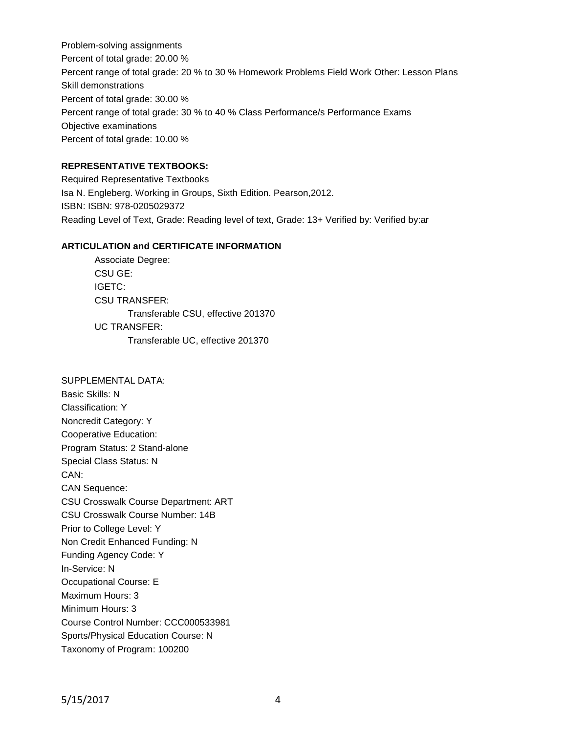Problem-solving assignments
Percent of total grade: 20.00 %
Percent range of total grade: 20 % to 30 % Homework Problems Field Work Other: Lesson Plans
Skill demonstrations
Percent of total grade: 30.00 %
Percent range of total grade: 30 % to 40 % Class Performance/s Performance Exams
Objective examinations
Percent of total grade: 10.00 %

**REPRESENTATIVE TEXTBOOKS:**

Required Representative Textbooks
Isa N. Engleberg. Working in Groups, Sixth Edition. Pearson,2012.
ISBN: ISBN: 978-0205029372
Reading Level of Text, Grade: Reading level of text, Grade: 13+ Verified by: Verified by:ar

**ARTICULATION and CERTIFICATE INFORMATION**

Associate Degree:
CSU GE:
IGETC:
CSU TRANSFER:
Transferable CSU, effective 201370
UC TRANSFER:
Transferable UC, effective 201370

SUPPLEMENTAL DATA:
Basic Skills: N
Classification: Y
Noncredit Category: Y
Cooperative Education:
Program Status: 2 Stand-alone
Special Class Status: N
CAN:
CAN Sequence:
CSU Crosswalk Course Department: ART
CSU Crosswalk Course Number: 14B
Prior to College Level: Y
Non Credit Enhanced Funding: N
Funding Agency Code: Y
In-Service: N
Occupational Course: E
Maximum Hours: 3
Minimum Hours: 3
Course Control Number: CCC000533981
Sports/Physical Education Course: N
Taxonomy of Program: 100200